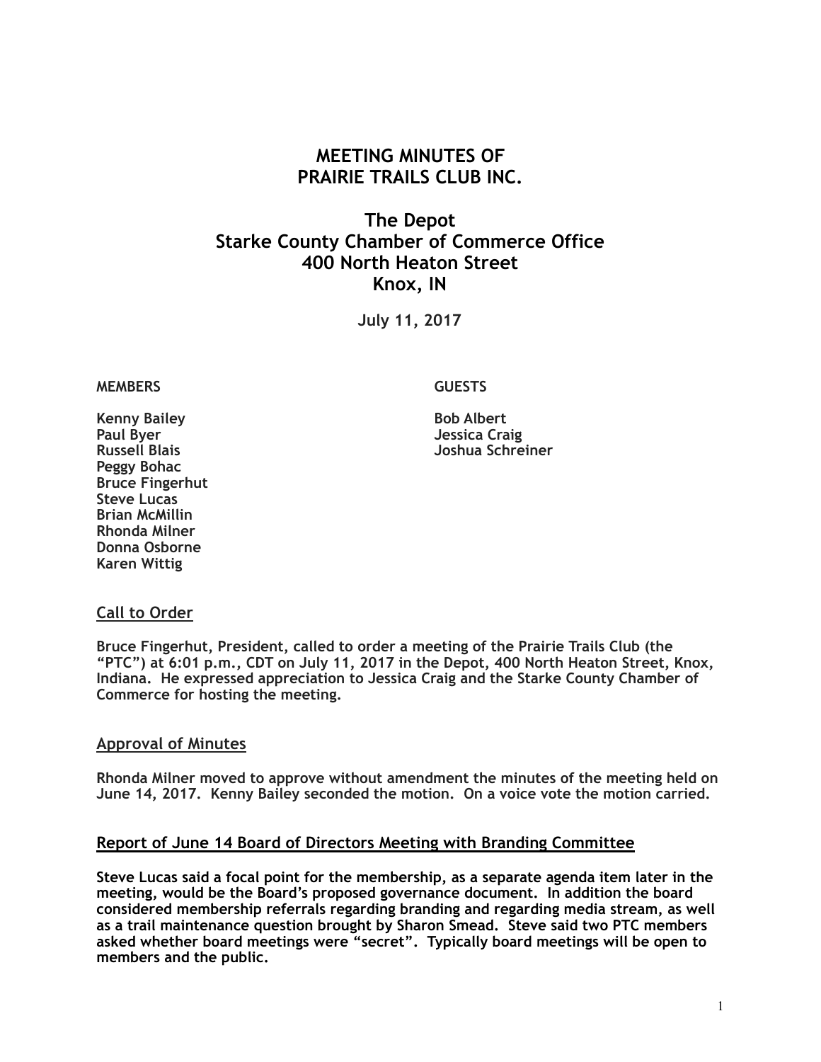# MEETING MINUTES OF PRAIRIE TRAILS CLUB INC.

## The Depot
## Starke County Chamber of Commerce Office
## 400 North Heaton Street
## Knox, IN

**July 11, 2017**

| MEMBERS | GUESTS |
| --- | --- |
| Kenny Bailey | Bob Albert |
| Paul Byer | Jessica Craig |
| Russell Blais | Joshua Schreiner |
| Peggy Bohac | |
| Bruce Fingerhut | |
| Steve Lucas | |
| Brian McMillin | |
| Rhonda Milner | |
| Donna Osborne | |
| Karen Wittig | |

### Call to Order

Bruce Fingerhut, President, called to order a meeting of the Prairie Trails Club (the "PTC") at 6:01 p.m., CDT on July 11, 2017 in the Depot, 400 North Heaton Street, Knox, Indiana. He expressed appreciation to Jessica Craig and the Starke County Chamber of Commerce for hosting the meeting.

### Approval of Minutes

Rhonda Milner moved to approve without amendment the minutes of the meeting held on June 14, 2017. Kenny Bailey seconded the motion. On a voice vote the motion carried.

### Report of June 14 Board of Directors Meeting with Branding Committee

Steve Lucas said a focal point for the membership, as a separate agenda item later in the meeting, would be the Board's proposed governance document. In addition the board considered membership referrals regarding branding and regarding media stream, as well as a trail maintenance question brought by Sharon Smead. Steve said two PTC members asked whether board meetings were "secret". Typically board meetings will be open to members and the public.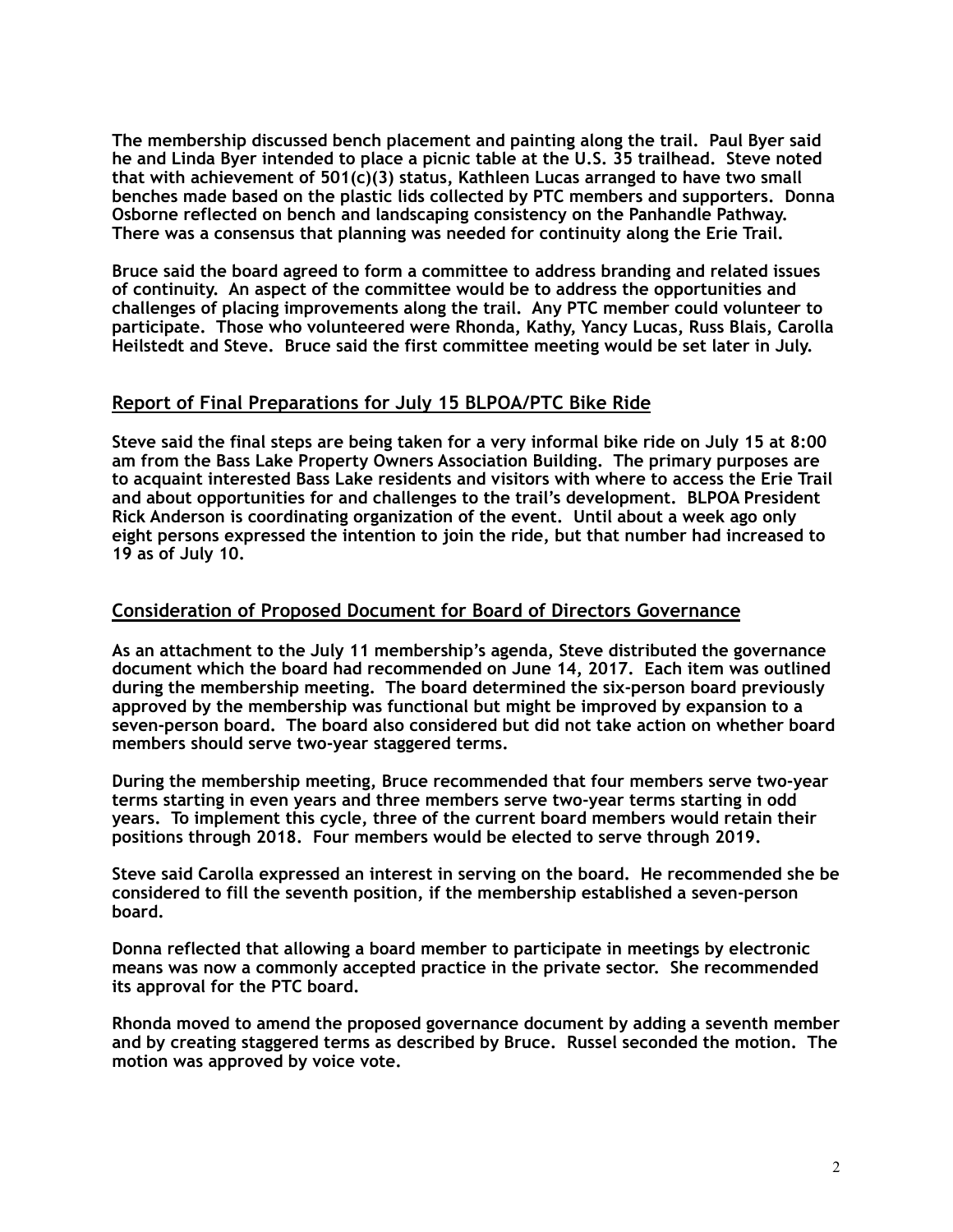**The membership discussed bench placement and painting along the trail. Paul Byer said he and Linda Byer intended to place a picnic table at the U.S. 35 trailhead. Steve noted that with achievement of 501(c)(3) status, Kathleen Lucas arranged to have two small benches made based on the plastic lids collected by PTC members and supporters. Donna Osborne reflected on bench and landscaping consistency on the Panhandle Pathway. There was a consensus that planning was needed for continuity along the Erie Trail.**

**Bruce said the board agreed to form a committee to address branding and related issues of continuity. An aspect of the committee would be to address the opportunities and challenges of placing improvements along the trail. Any PTC member could volunteer to participate. Those who volunteered were Rhonda, Kathy, Yancy Lucas, Russ Blais, Carolla Heilstedt and Steve. Bruce said the first committee meeting would be set later in July.**

## Report of Final Preparations for July 15 BLPOA/PTC Bike Ride

**Steve said the final steps are being taken for a very informal bike ride on July 15 at 8:00 am from the Bass Lake Property Owners Association Building. The primary purposes are to acquaint interested Bass Lake residents and visitors with where to access the Erie Trail and about opportunities for and challenges to the trail's development. BLPOA President Rick Anderson is coordinating organization of the event. Until about a week ago only eight persons expressed the intention to join the ride, but that number had increased to 19 as of July 10.**

## Consideration of Proposed Document for Board of Directors Governance

**As an attachment to the July 11 membership's agenda, Steve distributed the governance document which the board had recommended on June 14, 2017. Each item was outlined during the membership meeting. The board determined the six-person board previously approved by the membership was functional but might be improved by expansion to a seven-person board. The board also considered but did not take action on whether board members should serve two-year staggered terms.**

**During the membership meeting, Bruce recommended that four members serve two-year terms starting in even years and three members serve two-year terms starting in odd years. To implement this cycle, three of the current board members would retain their positions through 2018. Four members would be elected to serve through 2019.**

**Steve said Carolla expressed an interest in serving on the board. He recommended she be considered to fill the seventh position, if the membership established a seven-person board.**

**Donna reflected that allowing a board member to participate in meetings by electronic means was now a commonly accepted practice in the private sector. She recommended its approval for the PTC board.**

**Rhonda moved to amend the proposed governance document by adding a seventh member and by creating staggered terms as described by Bruce. Russel seconded the motion. The motion was approved by voice vote.**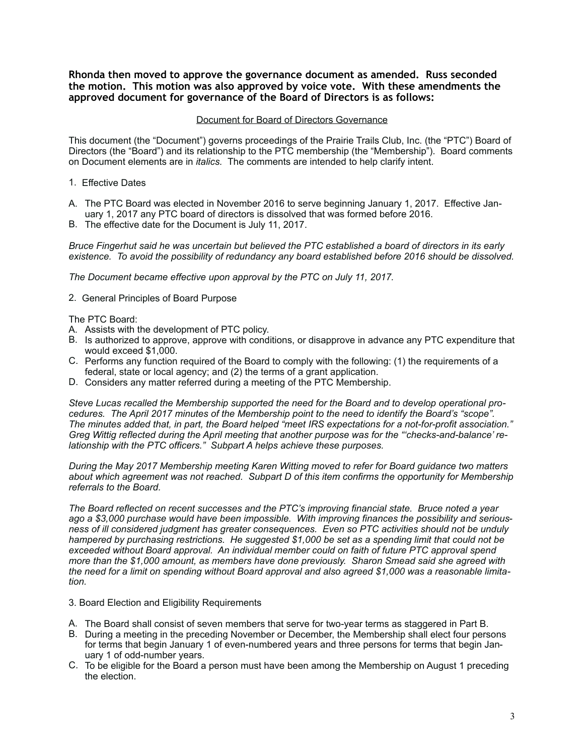**Rhonda then moved to approve the governance document as amended. Russ seconded the motion. This motion was also approved by voice vote. With these amendments the approved document for governance of the Board of Directors is as follows:**

<u>Document for Board of Directors Governance</u>

This document (the "Document") governs proceedings of the Prairie Trails Club, Inc. (the "PTC") Board of Directors (the "Board") and its relationship to the PTC membership (the "Membership"). Board comments on Document elements are in *italics.* The comments are intended to help clarify intent.

1. Effective Dates

A. The PTC Board was elected in November 2016 to serve beginning January 1, 2017. Effective January 1, 2017 any PTC board of directors is dissolved that was formed before 2016.
B. The effective date for the Document is July 11, 2017.

*Bruce Fingerhut said he was uncertain but believed the PTC established a board of directors in its early existence. To avoid the possibility of redundancy any board established before 2016 should be dissolved.*

*The Document became effective upon approval by the PTC on July 11, 2017.*

2. General Principles of Board Purpose

The PTC Board:
A. Assists with the development of PTC policy.
B. Is authorized to approve, approve with conditions, or disapprove in advance any PTC expenditure that would exceed $1,000.
C. Performs any function required of the Board to comply with the following: (1) the requirements of a federal, state or local agency; and (2) the terms of a grant application.
D. Considers any matter referred during a meeting of the PTC Membership.

*Steve Lucas recalled the Membership supported the need for the Board and to develop operational procedures. The April 2017 minutes of the Membership point to the need to identify the Board's "scope". The minutes added that, in part, the Board helped "meet IRS expectations for a not-for-profit association." Greg Wittig reflected during the April meeting that another purpose was for the "'checks-and-balance' relationship with the PTC officers." Subpart A helps achieve these purposes.*

*During the May 2017 Membership meeting Karen Witting moved to refer for Board guidance two matters about which agreement was not reached. Subpart D of this item confirms the opportunity for Membership referrals to the Board.*

*The Board reflected on recent successes and the PTC's improving financial state. Bruce noted a year ago a $3,000 purchase would have been impossible. With improving finances the possibility and seriousness of ill considered judgment has greater consequences. Even so PTC activities should not be unduly hampered by purchasing restrictions. He suggested $1,000 be set as a spending limit that could not be exceeded without Board approval. An individual member could on faith of future PTC approval spend more than the $1,000 amount, as members have done previously. Sharon Smead said she agreed with the need for a limit on spending without Board approval and also agreed $1,000 was a reasonable limitation.*

3. Board Election and Eligibility Requirements

A. The Board shall consist of seven members that serve for two-year terms as staggered in Part B.
B. During a meeting in the preceding November or December, the Membership shall elect four persons for terms that begin January 1 of even-numbered years and three persons for terms that begin January 1 of odd-number years.
C. To be eligible for the Board a person must have been among the Membership on August 1 preceding the election.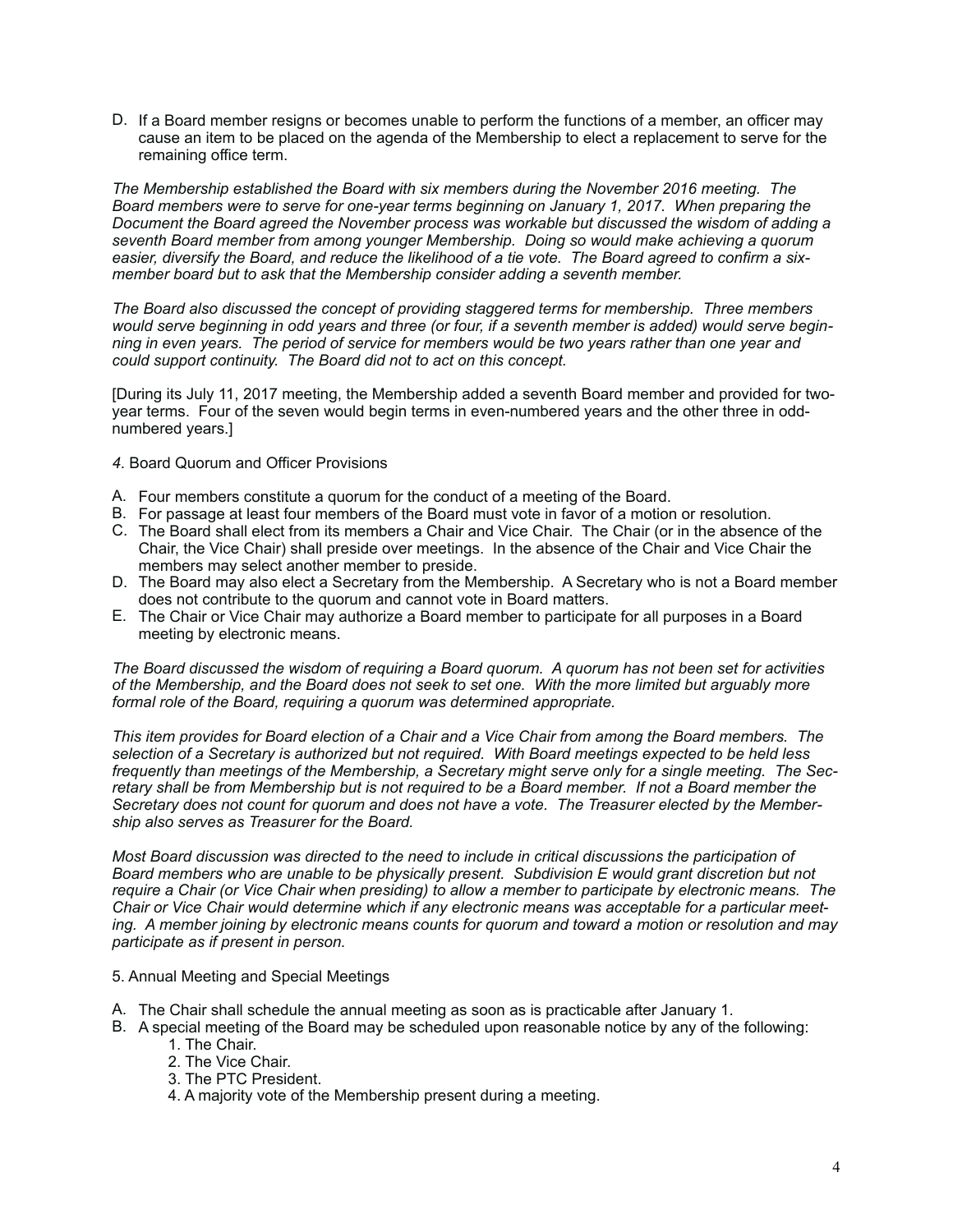D. If a Board member resigns or becomes unable to perform the functions of a member, an officer may cause an item to be placed on the agenda of the Membership to elect a replacement to serve for the remaining office term.

*The Membership established the Board with six members during the November 2016 meeting. The Board members were to serve for one-year terms beginning on January 1, 2017. When preparing the Document the Board agreed the November process was workable but discussed the wisdom of adding a seventh Board member from among younger Membership. Doing so would make achieving a quorum easier, diversify the Board, and reduce the likelihood of a tie vote. The Board agreed to confirm a six-member board but to ask that the Membership consider adding a seventh member.*

*The Board also discussed the concept of providing staggered terms for membership. Three members would serve beginning in odd years and three (or four, if a seventh member is added) would serve beginning in even years. The period of service for members would be two years rather than one year and could support continuity. The Board did not to act on this concept.*

[During its July 11, 2017 meeting, the Membership added a seventh Board member and provided for two-year terms. Four of the seven would begin terms in even-numbered years and the other three in odd-numbered years.]

*4*. Board Quorum and Officer Provisions

A. Four members constitute a quorum for the conduct of a meeting of the Board.
B. For passage at least four members of the Board must vote in favor of a motion or resolution.
C. The Board shall elect from its members a Chair and Vice Chair. The Chair (or in the absence of the Chair, the Vice Chair) shall preside over meetings. In the absence of the Chair and Vice Chair the members may select another member to preside.
D. The Board may also elect a Secretary from the Membership. A Secretary who is not a Board member does not contribute to the quorum and cannot vote in Board matters.
E. The Chair or Vice Chair may authorize a Board member to participate for all purposes in a Board meeting by electronic means.

*The Board discussed the wisdom of requiring a Board quorum. A quorum has not been set for activities of the Membership, and the Board does not seek to set one. With the more limited but arguably more formal role of the Board, requiring a quorum was determined appropriate.*

*This item provides for Board election of a Chair and a Vice Chair from among the Board members. The selection of a Secretary is authorized but not required. With Board meetings expected to be held less frequently than meetings of the Membership, a Secretary might serve only for a single meeting. The Secretary shall be from Membership but is not required to be a Board member. If not a Board member the Secretary does not count for quorum and does not have a vote. The Treasurer elected by the Membership also serves as Treasurer for the Board.*

*Most Board discussion was directed to the need to include in critical discussions the participation of Board members who are unable to be physically present. Subdivision E would grant discretion but not require a Chair (or Vice Chair when presiding) to allow a member to participate by electronic means. The Chair or Vice Chair would determine which if any electronic means was acceptable for a particular meeting. A member joining by electronic means counts for quorum and toward a motion or resolution and may participate as if present in person.*

5. Annual Meeting and Special Meetings

A. The Chair shall schedule the annual meeting as soon as is practicable after January 1.
B. A special meeting of the Board may be scheduled upon reasonable notice by any of the following:
    1. The Chair.
    2. The Vice Chair.
    3. The PTC President.
    4. A majority vote of the Membership present during a meeting.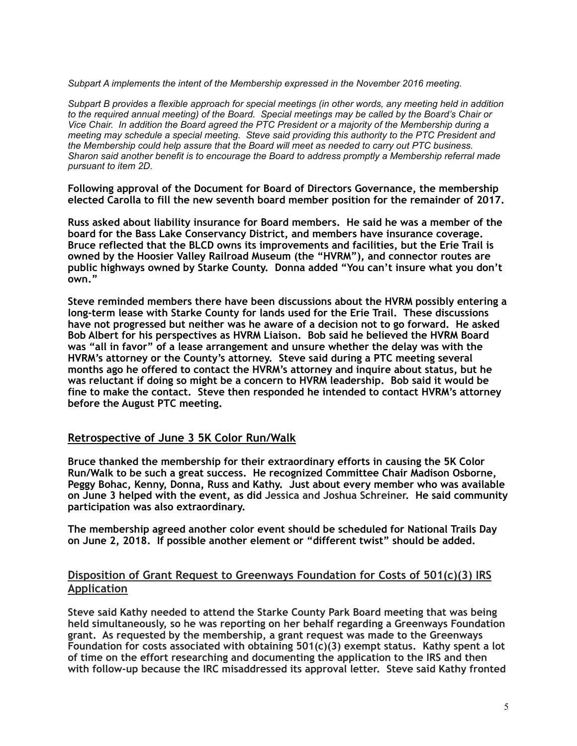*Subpart A implements the intent of the Membership expressed in the November 2016 meeting.*

*Subpart B provides a flexible approach for special meetings (in other words, any meeting held in addition to the required annual meeting) of the Board. Special meetings may be called by the Board's Chair or Vice Chair. In addition the Board agreed the PTC President or a majority of the Membership during a meeting may schedule a special meeting. Steve said providing this authority to the PTC President and the Membership could help assure that the Board will meet as needed to carry out PTC business. Sharon said another benefit is to encourage the Board to address promptly a Membership referral made pursuant to item 2D.*

**Following approval of the Document for Board of Directors Governance, the membership elected Carolla to fill the new seventh board member position for the remainder of 2017.**

**Russ asked about liability insurance for Board members. He said he was a member of the board for the Bass Lake Conservancy District, and members have insurance coverage. Bruce reflected that the BLCD owns its improvements and facilities, but the Erie Trail is owned by the Hoosier Valley Railroad Museum (the "HVRM"), and connector routes are public highways owned by Starke County. Donna added "You can't insure what you don't own."**

**Steve reminded members there have been discussions about the HVRM possibly entering a long-term lease with Starke County for lands used for the Erie Trail. These discussions have not progressed but neither was he aware of a decision not to go forward. He asked Bob Albert for his perspectives as HVRM Liaison. Bob said he believed the HVRM Board was "all in favor" of a lease arrangement and unsure whether the delay was with the HVRM's attorney or the County's attorney. Steve said during a PTC meeting several months ago he offered to contact the HVRM's attorney and inquire about status, but he was reluctant if doing so might be a concern to HVRM leadership. Bob said it would be fine to make the contact. Steve then responded he intended to contact HVRM's attorney before the August PTC meeting.**

## Retrospective of June 3 5K Color Run/Walk

**Bruce thanked the membership for their extraordinary efforts in causing the 5K Color Run/Walk to be such a great success. He recognized Committee Chair Madison Osborne, Peggy Bohac, Kenny, Donna, Russ and Kathy. Just about every member who was available on June 3 helped with the event, as did Jessica and Joshua Schreiner. He said community participation was also extraordinary.**

**The membership agreed another color event should be scheduled for National Trails Day on June 2, 2018. If possible another element or "different twist" should be added.**

## Disposition of Grant Request to Greenways Foundation for Costs of 501(c)(3) IRS Application

**Steve said Kathy needed to attend the Starke County Park Board meeting that was being held simultaneously, so he was reporting on her behalf regarding a Greenways Foundation grant. As requested by the membership, a grant request was made to the Greenways Foundation for costs associated with obtaining 501(c)(3) exempt status. Kathy spent a lot of time on the effort researching and documenting the application to the IRS and then with follow-up because the IRC misaddressed its approval letter. Steve said Kathy fronted**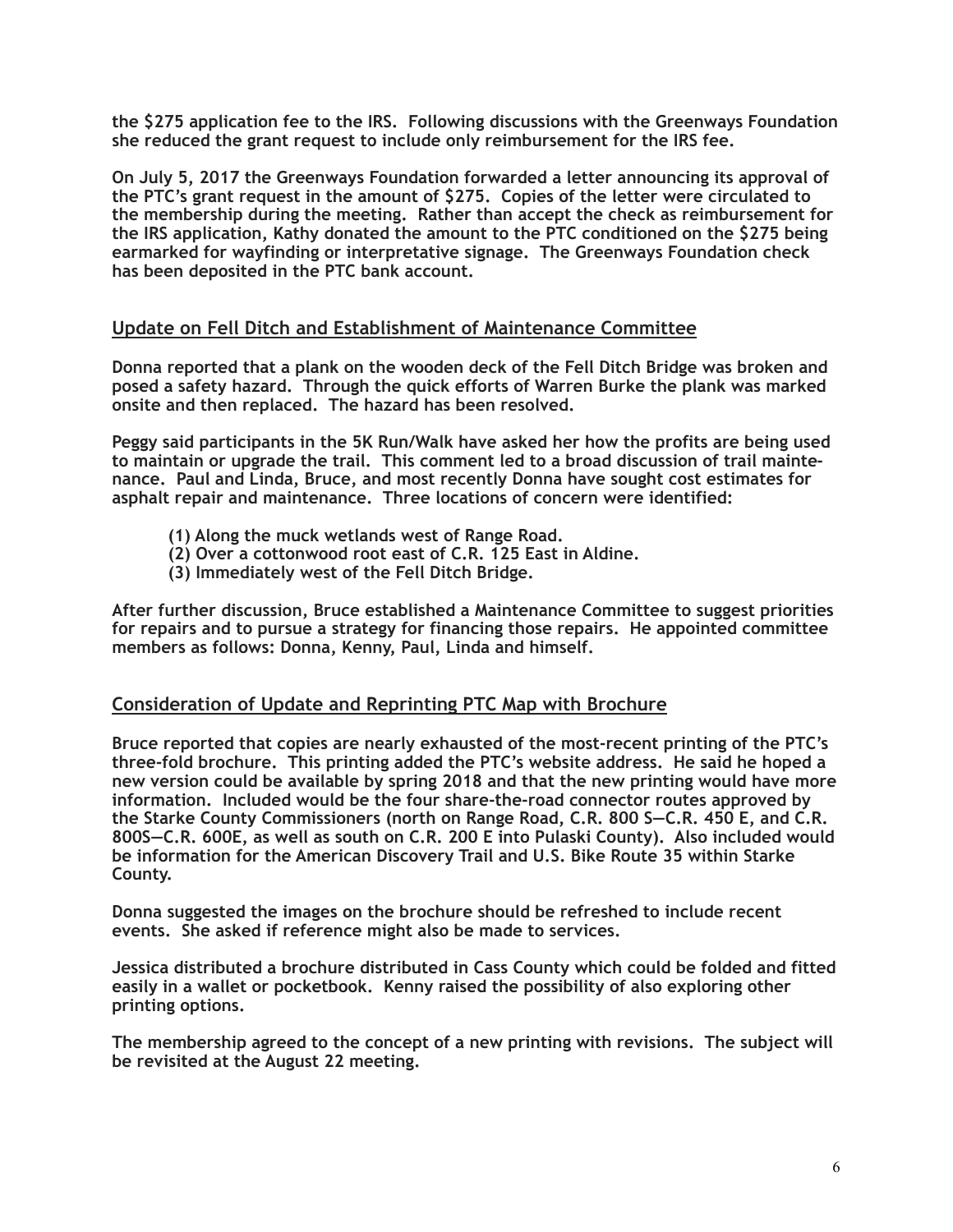the $275 application fee to the IRS. Following discussions with the Greenways Foundation she reduced the grant request to include only reimbursement for the IRS fee.

On July 5, 2017 the Greenways Foundation forwarded a letter announcing its approval of the PTC's grant request in the amount of $275. Copies of the letter were circulated to the membership during the meeting. Rather than accept the check as reimbursement for the IRS application, Kathy donated the amount to the PTC conditioned on the $275 being earmarked for wayfinding or interpretative signage. The Greenways Foundation check has been deposited in the PTC bank account.

## Update on Fell Ditch and Establishment of Maintenance Committee

Donna reported that a plank on the wooden deck of the Fell Ditch Bridge was broken and posed a safety hazard. Through the quick efforts of Warren Burke the plank was marked onsite and then replaced. The hazard has been resolved.

Peggy said participants in the 5K Run/Walk have asked her how the profits are being used to maintain or upgrade the trail. This comment led to a broad discussion of trail maintenance. Paul and Linda, Bruce, and most recently Donna have sought cost estimates for asphalt repair and maintenance. Three locations of concern were identified:

(1) Along the muck wetlands west of Range Road.
(2) Over a cottonwood root east of C.R. 125 East in Aldine.
(3) Immediately west of the Fell Ditch Bridge.

After further discussion, Bruce established a Maintenance Committee to suggest priorities for repairs and to pursue a strategy for financing those repairs. He appointed committee members as follows: Donna, Kenny, Paul, Linda and himself.

## Consideration of Update and Reprinting PTC Map with Brochure

Bruce reported that copies are nearly exhausted of the most-recent printing of the PTC's three-fold brochure. This printing added the PTC's website address. He said he hoped a new version could be available by spring 2018 and that the new printing would have more information. Included would be the four share-the-road connector routes approved by the Starke County Commissioners (north on Range Road, C.R. 800 S—C.R. 450 E, and C.R. 800S—C.R. 600E, as well as south on C.R. 200 E into Pulaski County). Also included would be information for the American Discovery Trail and U.S. Bike Route 35 within Starke County.

Donna suggested the images on the brochure should be refreshed to include recent events. She asked if reference might also be made to services.

Jessica distributed a brochure distributed in Cass County which could be folded and fitted easily in a wallet or pocketbook. Kenny raised the possibility of also exploring other printing options.

The membership agreed to the concept of a new printing with revisions. The subject will be revisited at the August 22 meeting.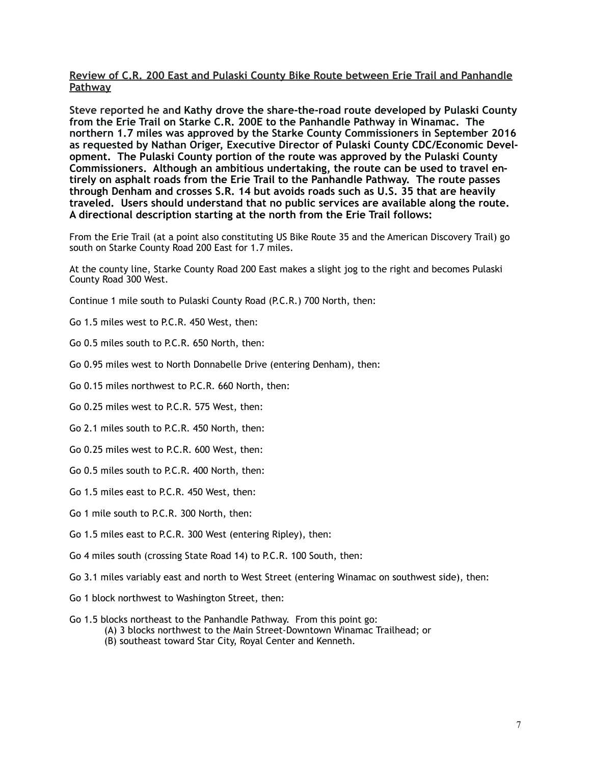**Review of C.R. 200 East and Pulaski County Bike Route between Erie Trail and Panhandle Pathway**

**Steve reported he and Kathy drove the share-the-road route developed by Pulaski County from the Erie Trail on Starke C.R. 200E to the Panhandle Pathway in Winamac. The northern 1.7 miles was approved by the Starke County Commissioners in September 2016 as requested by Nathan Origer, Executive Director of Pulaski County CDC/Economic Development. The Pulaski County portion of the route was approved by the Pulaski County Commissioners. Although an ambitious undertaking, the route can be used to travel entirely on asphalt roads from the Erie Trail to the Panhandle Pathway. The route passes through Denham and crosses S.R. 14 but avoids roads such as U.S. 35 that are heavily traveled. Users should understand that no public services are available along the route. A directional description starting at the north from the Erie Trail follows:**

From the Erie Trail (at a point also constituting US Bike Route 35 and the American Discovery Trail) go south on Starke County Road 200 East for 1.7 miles.

At the county line, Starke County Road 200 East makes a slight jog to the right and becomes Pulaski County Road 300 West.

Continue 1 mile south to Pulaski County Road (P.C.R.) 700 North, then:

Go 1.5 miles west to P.C.R. 450 West, then:

Go 0.5 miles south to P.C.R. 650 North, then:

Go 0.95 miles west to North Donnabelle Drive (entering Denham), then:

Go 0.15 miles northwest to P.C.R. 660 North, then:

Go 0.25 miles west to P.C.R. 575 West, then:

Go 2.1 miles south to P.C.R. 450 North, then:

Go 0.25 miles west to P.C.R. 600 West, then:

Go 0.5 miles south to P.C.R. 400 North, then:

Go 1.5 miles east to P.C.R. 450 West, then:

Go 1 mile south to P.C.R. 300 North, then:

Go 1.5 miles east to P.C.R. 300 West (entering Ripley), then:

Go 4 miles south (crossing State Road 14) to P.C.R. 100 South, then:

Go 3.1 miles variably east and north to West Street (entering Winamac on southwest side), then:

Go 1 block northwest to Washington Street, then:

Go 1.5 blocks northeast to the Panhandle Pathway. From this point go:

(A) 3 blocks northwest to the Main Street-Downtown Winamac Trailhead; or
(B) southeast toward Star City, Royal Center and Kenneth.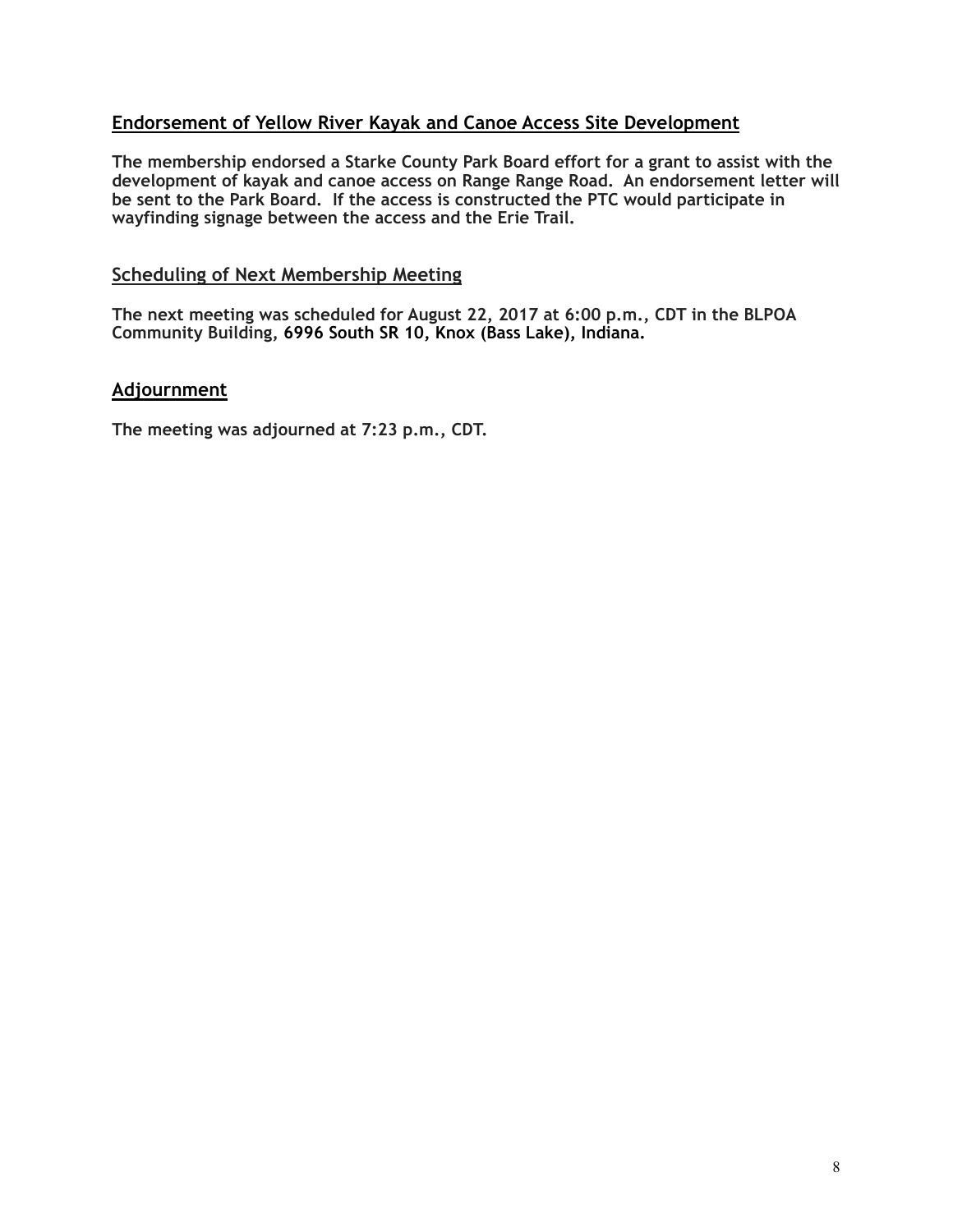## Endorsement of Yellow River Kayak and Canoe Access Site Development

**The membership endorsed a Starke County Park Board effort for a grant to assist with the development of kayak and canoe access on Range Range Road. An endorsement letter will be sent to the Park Board. If the access is constructed the PTC would participate in wayfinding signage between the access and the Erie Trail.**

## Scheduling of Next Membership Meeting

**The next meeting was scheduled for August 22, 2017 at 6:00 p.m., CDT in the BLPOA Community Building, 6996 South SR 10, Knox (Bass Lake), Indiana.**

## Adjournment

**The meeting was adjourned at 7:23 p.m., CDT.**